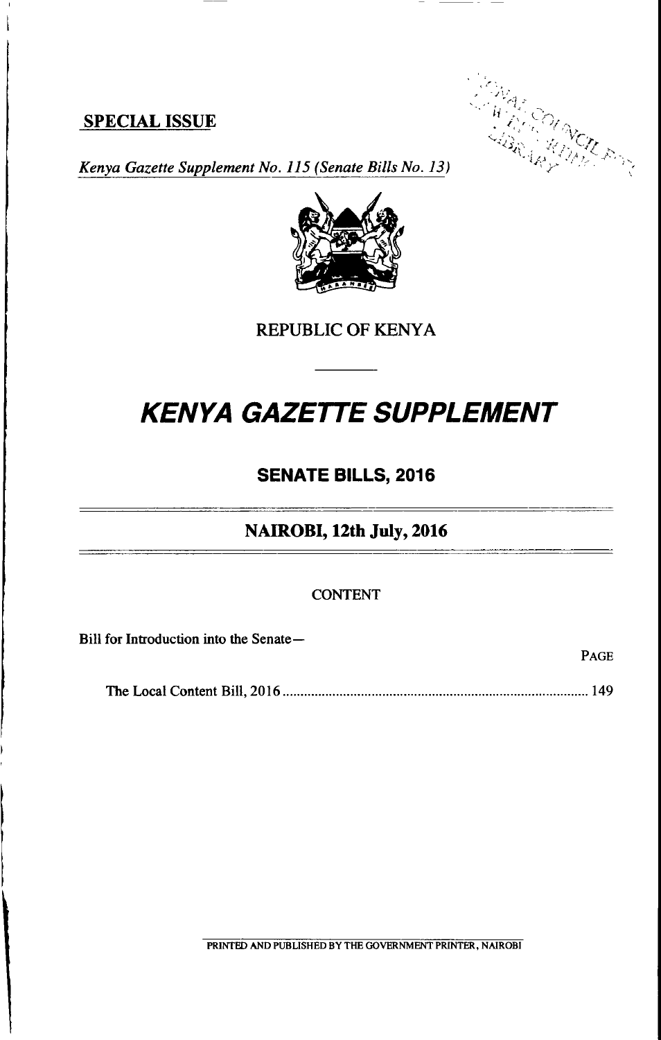**SPECIAL ISSUE**

*Kenya Gazette Supplement No. 115 (Senate Bills No. 13)*

REPUBLIC OF KENYA

# *KENYA GAZETTE SUPPLEMENT*

## SENATE BILLS, 2016

## NAIROBI, 12th July, 2016

CONTENT

Bill for Introduction into the Senate—

PAGE

The Local Content Bill, 2016 .................................................................................... 149

PRINTED AND PUBLISHED BY THE GOVERNMENT PRINTER, NAIROBI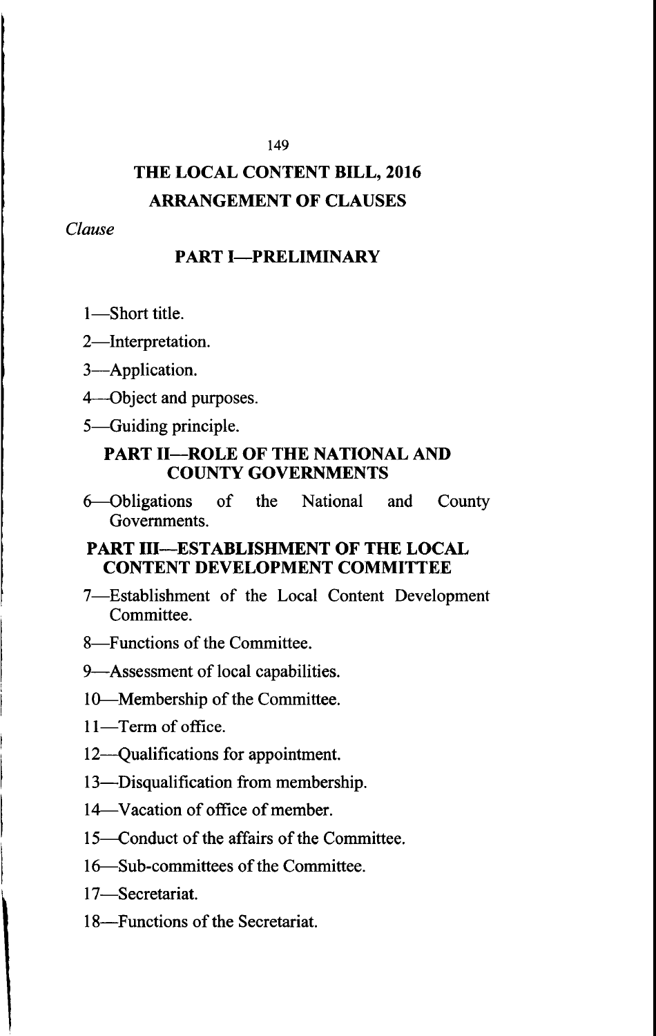# THE LOCAL CONTENT BILL, 2016

## ARRANGEMENT OF CLAUSES

*Clause*

### PART I—PRELIMINARY

1—Short title.

2—Interpretation.

3—Application.

4—Object and purposes.

5—Guiding principle.

### PART II—ROLE OF THE NATIONAL AND COUNTY GOVERNMENTS

6—Obligations of the National and County Governments.

### PART III—ESTABLISHMENT OF THE LOCAL CONTENT DEVELOPMENT COMMITTEE

7—Establishment of the Local Content Development Committee.

8—Functions of the Committee.

9—Assessment of local capabilities.

10—Membership of the Committee.

11—Term of office.

12—Qualifications for appointment.

13—Disqualification from membership.

14—Vacation of office of member.

15—Conduct of the affairs of the Committee.

16—Sub-committees of the Committee.

17—Secretariat.

18—Functions of the Secretariat.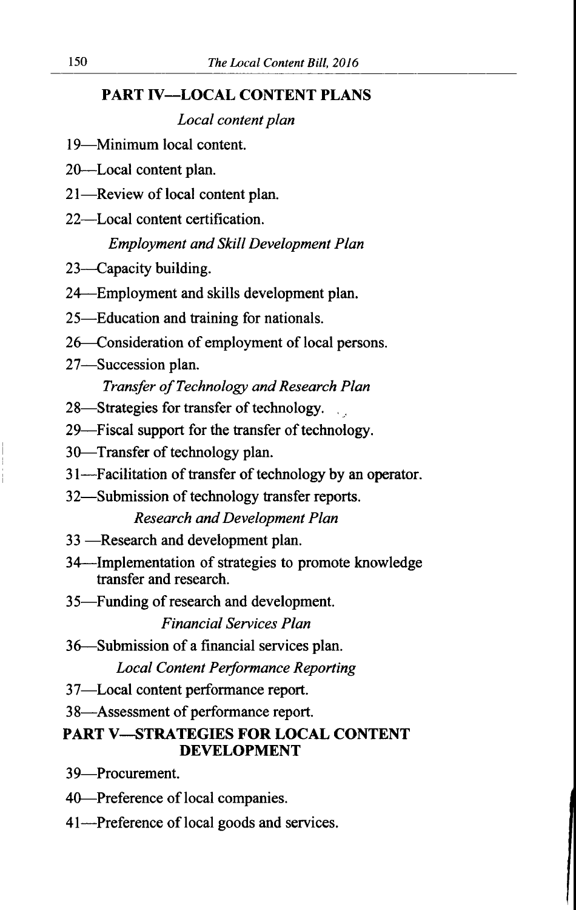## PART IV—LOCAL CONTENT PLANS

*Local content plan*

19—Minimum local content.

20—Local content plan.

21—Review of local content plan.

22—Local content certification.

*Employment and Skill Development Plan*

23—Capacity building.

24—Employment and skills development plan.

25—Education and training for nationals.

26—Consideration of employment of local persons.

27—Succession plan.

*Transfer of Technology and Research Plan*

28—Strategies for transfer of technology.

29—Fiscal support for the transfer of technology.

30—Transfer of technology plan.

31—Facilitation of transfer of technology by an operator.

32—Submission of technology transfer reports.

*Research and Development Plan*

33 —Research and development plan.

34—Implementation of strategies to promote knowledge transfer and research.

35—Funding of research and development.

*Financial Services Plan*

36—Submission of a financial services plan.

*Local Content Performance Reporting*

37—Local content performance report.

38—Assessment of performance report.

## PART V—STRATEGIES FOR LOCAL CONTENT DEVELOPMENT

39—Procurement.

40—Preference of local companies.

41—Preference of local goods and services.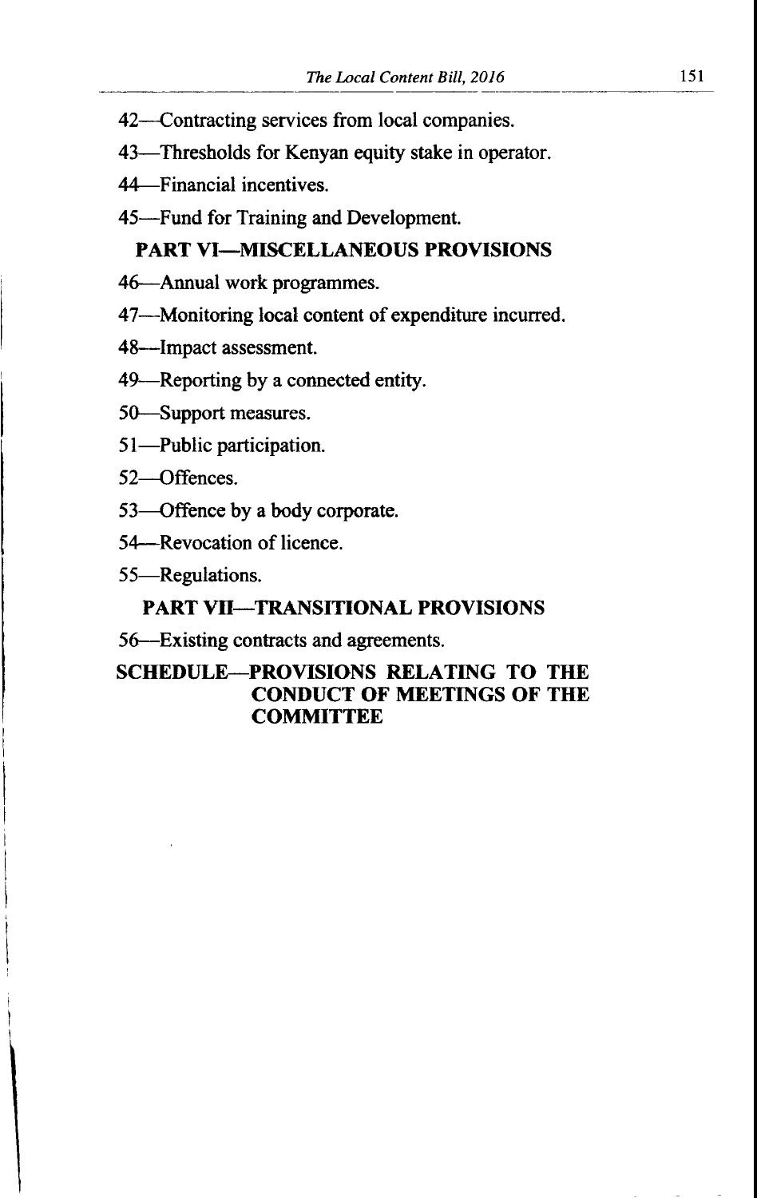42—Contracting services from local companies.

43—Thresholds for Kenyan equity stake in operator.

44—Financial incentives.

45—Fund for Training and Development.

**PART VI—MISCELLANEOUS PROVISIONS**

46—Annual work programmes.

47—Monitoring local content of expenditure incurred.

48—Impact assessment.

49—Reporting by a connected entity.

50—Support measures.

51—Public participation.

52—Offences.

53—Offence by a body corporate.

54—Revocation of licence.

55—Regulations.

**PART VII—TRANSITIONAL PROVISIONS**

56—Existing contracts and agreements.

**SCHEDULE—PROVISIONS RELATING TO THE CONDUCT OF MEETINGS OF THE COMMITTEE**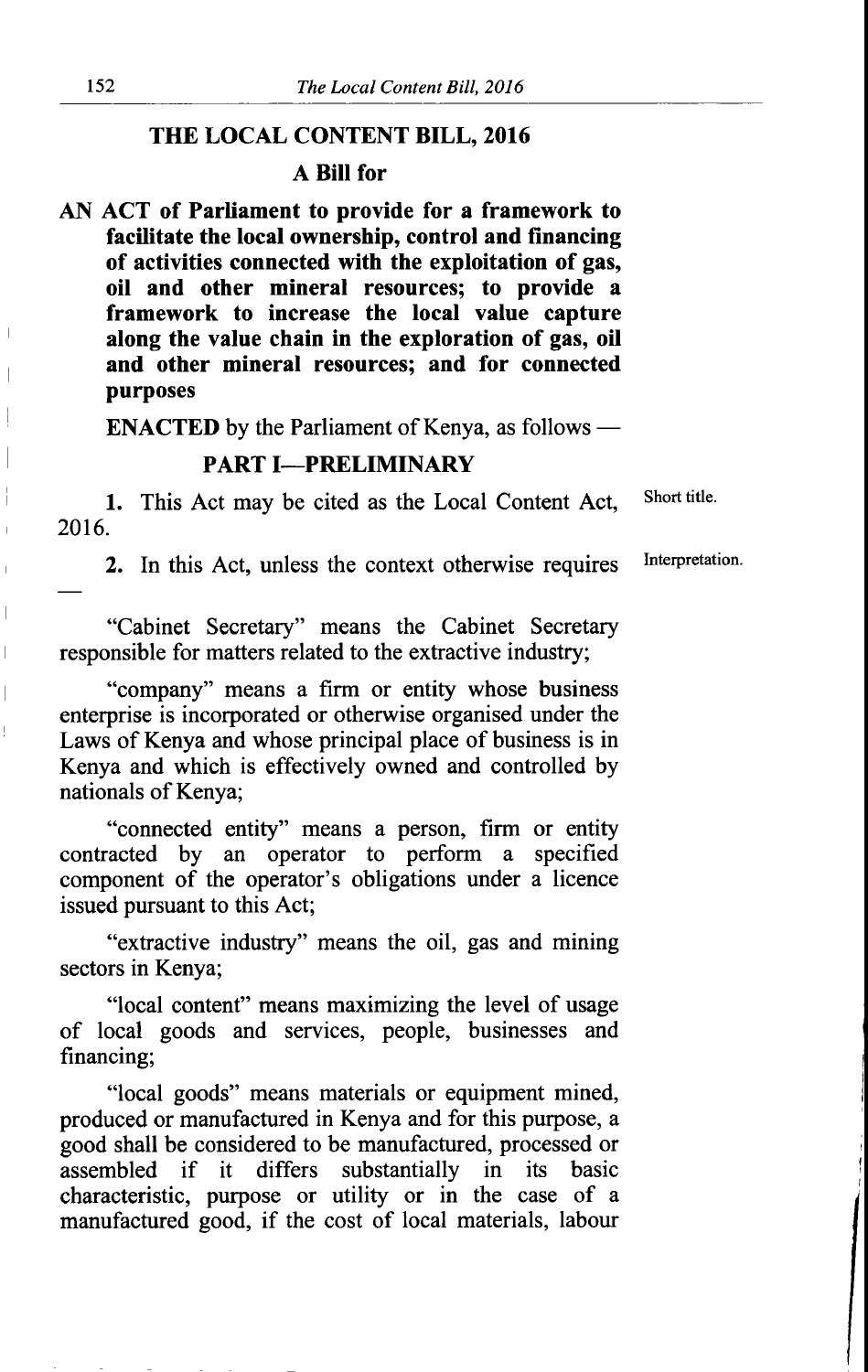# THE LOCAL CONTENT BILL, 2016

## A Bill for

**AN ACT of Parliament to provide for a framework to facilitate the local ownership, control and financing of activities connected with the exploitation of gas, oil and other mineral resources; to provide a framework to increase the local value capture along the value chain in the exploration of gas, oil and other mineral resources; and for connected purposes**

**ENACTED** by the Parliament of Kenya, as follows —

## PART I—PRELIMINARY

Short title.

**1.** This Act may be cited as the Local Content Act, 2016.

Interpretation.

**2.** In this Act, unless the context otherwise requires —

"Cabinet Secretary" means the Cabinet Secretary responsible for matters related to the extractive industry;

"company" means a firm or entity whose business enterprise is incorporated or otherwise organised under the Laws of Kenya and whose principal place of business is in Kenya and which is effectively owned and controlled by nationals of Kenya;

"connected entity" means a person, firm or entity contracted by an operator to perform a specified component of the operator's obligations under a licence issued pursuant to this Act;

"extractive industry" means the oil, gas and mining sectors in Kenya;

"local content" means maximizing the level of usage of local goods and services, people, businesses and financing;

"local goods" means materials or equipment mined, produced or manufactured in Kenya and for this purpose, a good shall be considered to be manufactured, processed or assembled if it differs substantially in its basic characteristic, purpose or utility or in the case of a manufactured good, if the cost of local materials, labour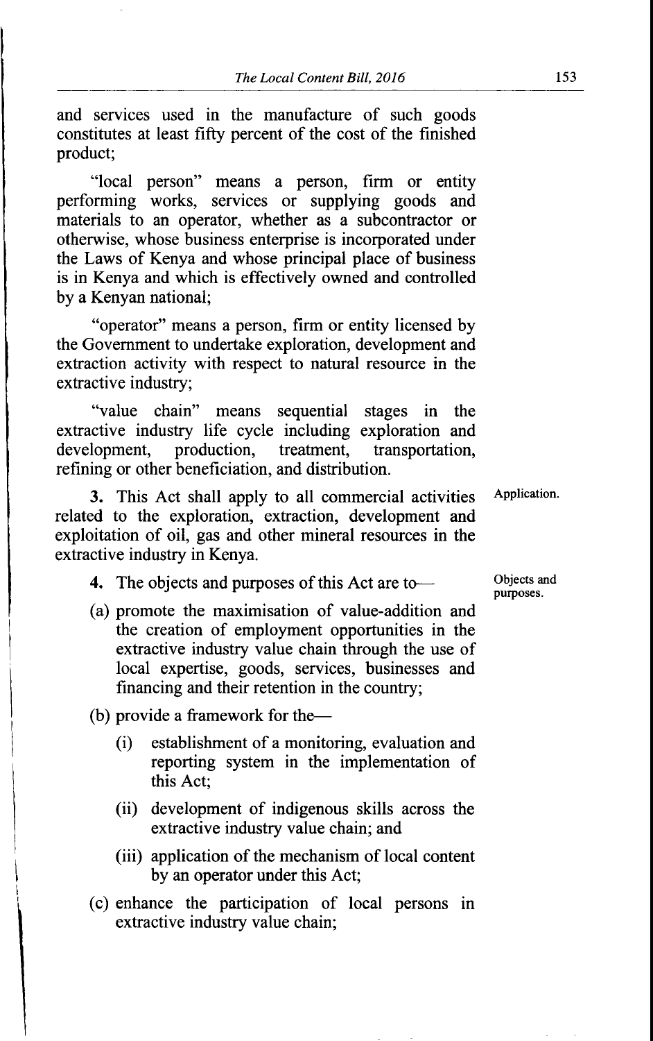and services used in the manufacture of such goods constitutes at least fifty percent of the cost of the finished product;

"local person" means a person, firm or entity performing works, services or supplying goods and materials to an operator, whether as a subcontractor or otherwise, whose business enterprise is incorporated under the Laws of Kenya and whose principal place of business is in Kenya and which is effectively owned and controlled by a Kenyan national;

"operator" means a person, firm or entity licensed by the Government to undertake exploration, development and extraction activity with respect to natural resource in the extractive industry;

"value chain" means sequential stages in the extractive industry life cycle including exploration and development, production, treatment, transportation, refining or other beneficiation, and distribution.

Application.

**3.** This Act shall apply to all commercial activities related to the exploration, extraction, development and exploitation of oil, gas and other mineral resources in the extractive industry in Kenya.

Objects and purposes.

**4.** The objects and purposes of this Act are to—

(a) promote the maximisation of value-addition and the creation of employment opportunities in the extractive industry value chain through the use of local expertise, goods, services, businesses and financing and their retention in the country;

(b) provide a framework for the—

  (i) establishment of a monitoring, evaluation and reporting system in the implementation of this Act;

  (ii) development of indigenous skills across the extractive industry value chain; and

  (iii) application of the mechanism of local content by an operator under this Act;

(c) enhance the participation of local persons in extractive industry value chain;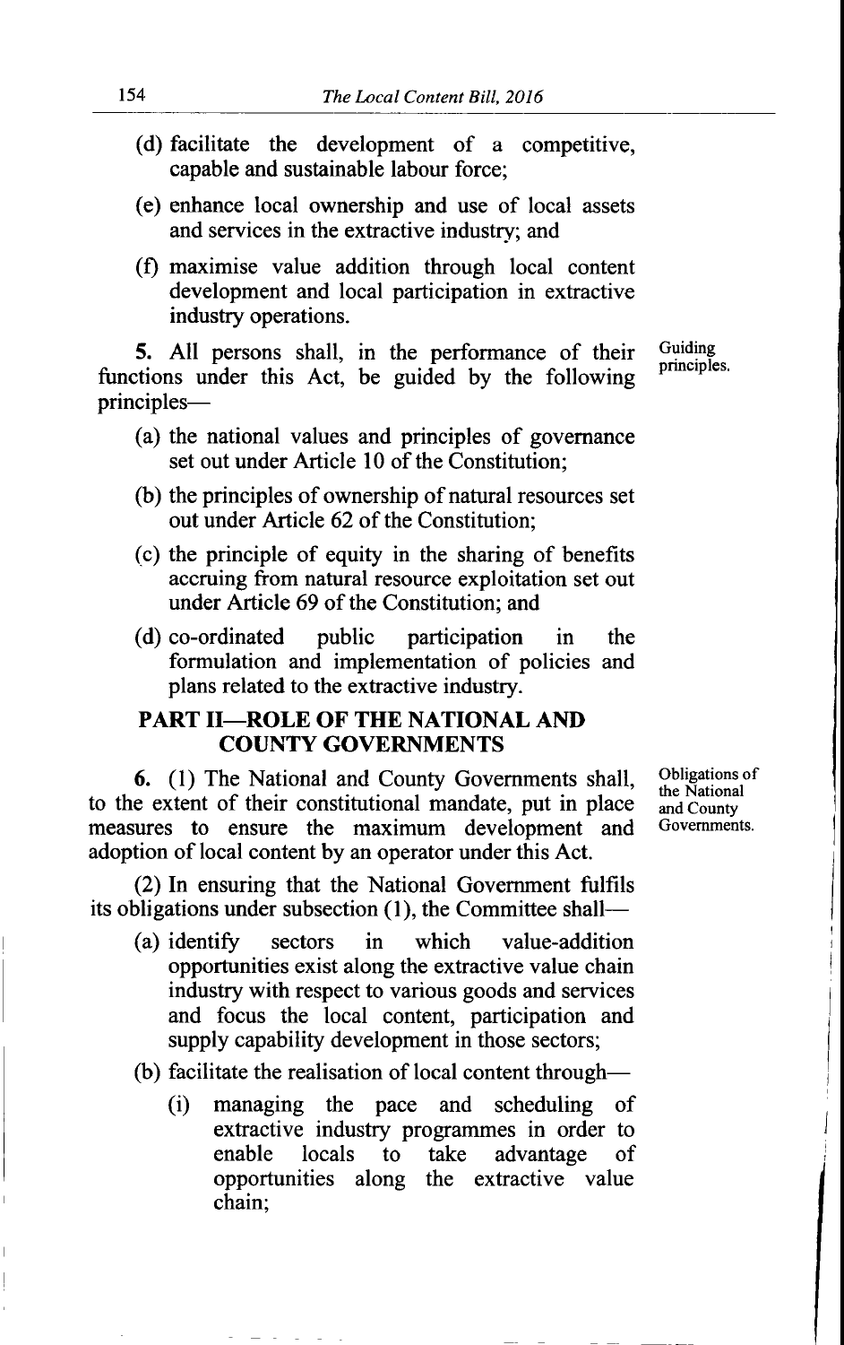(d) facilitate the development of a competitive, capable and sustainable labour force;

(e) enhance local ownership and use of local assets and services in the extractive industry; and

(f) maximise value addition through local content development and local participation in extractive industry operations.

Guiding principles.

**5.** All persons shall, in the performance of their functions under this Act, be guided by the following principles—

(a) the national values and principles of governance set out under Article 10 of the Constitution;

(b) the principles of ownership of natural resources set out under Article 62 of the Constitution;

(c) the principle of equity in the sharing of benefits accruing from natural resource exploitation set out under Article 69 of the Constitution; and

(d) co-ordinated public participation in the formulation and implementation of policies and plans related to the extractive industry.

## PART II—ROLE OF THE NATIONAL AND COUNTY GOVERNMENTS

Obligations of the National and County Governments.

**6.** (1) The National and County Governments shall, to the extent of their constitutional mandate, put in place measures to ensure the maximum development and adoption of local content by an operator under this Act.

(2) In ensuring that the National Government fulfils its obligations under subsection (1), the Committee shall—

(a) identify sectors in which value-addition opportunities exist along the extractive value chain industry with respect to various goods and services and focus the local content, participation and supply capability development in those sectors;

(b) facilitate the realisation of local content through—

(i) managing the pace and scheduling of extractive industry programmes in order to enable locals to take advantage of opportunities along the extractive value chain;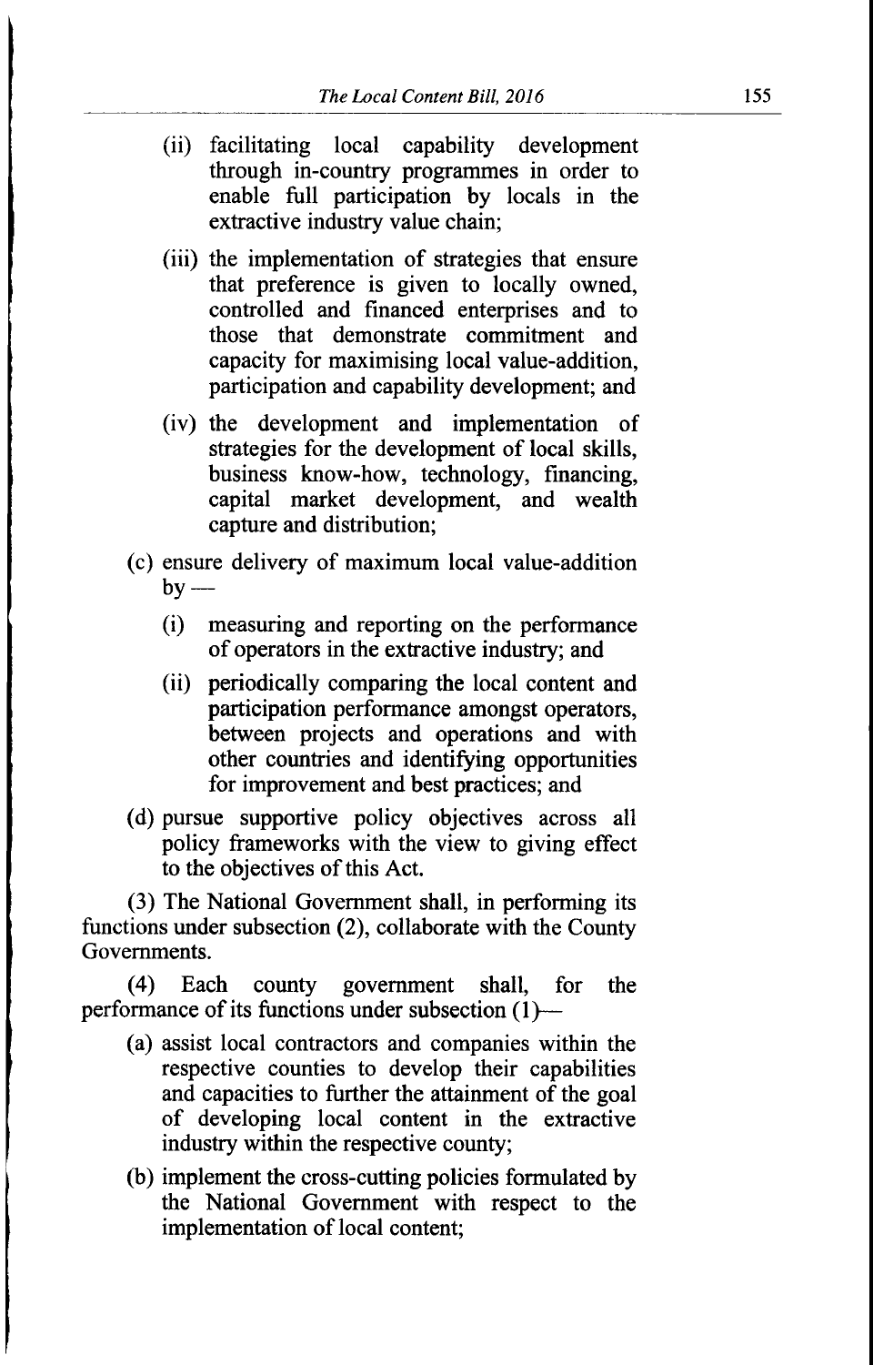(ii) facilitating local capability development through in-country programmes in order to enable full participation by locals in the extractive industry value chain;

(iii) the implementation of strategies that ensure that preference is given to locally owned, controlled and financed enterprises and to those that demonstrate commitment and capacity for maximising local value-addition, participation and capability development; and

(iv) the development and implementation of strategies for the development of local skills, business know-how, technology, financing, capital market development, and wealth capture and distribution;

(c) ensure delivery of maximum local value-addition by —

(i) measuring and reporting on the performance of operators in the extractive industry; and

(ii) periodically comparing the local content and participation performance amongst operators, between projects and operations and with other countries and identifying opportunities for improvement and best practices; and

(d) pursue supportive policy objectives across all policy frameworks with the view to giving effect to the objectives of this Act.

(3) The National Government shall, in performing its functions under subsection (2), collaborate with the County Governments.

(4) Each county government shall, for the performance of its functions under subsection (1)—

(a) assist local contractors and companies within the respective counties to develop their capabilities and capacities to further the attainment of the goal of developing local content in the extractive industry within the respective county;

(b) implement the cross-cutting policies formulated by the National Government with respect to the implementation of local content;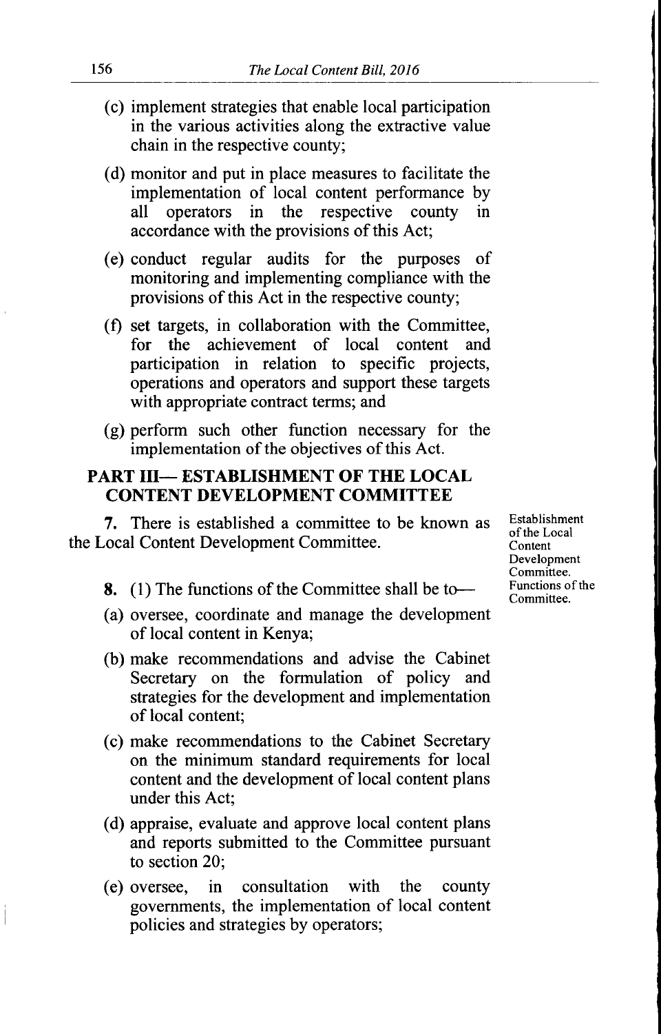(c) implement strategies that enable local participation in the various activities along the extractive value chain in the respective county;

(d) monitor and put in place measures to facilitate the implementation of local content performance by all operators in the respective county in accordance with the provisions of this Act;

(e) conduct regular audits for the purposes of monitoring and implementing compliance with the provisions of this Act in the respective county;

(f) set targets, in collaboration with the Committee, for the achievement of local content and participation in relation to specific projects, operations and operators and support these targets with appropriate contract terms; and

(g) perform such other function necessary for the implementation of the objectives of this Act.

## PART III— ESTABLISHMENT OF THE LOCAL CONTENT DEVELOPMENT COMMITTEE

Establishment of the Local Content Development Committee.

**7.** There is established a committee to be known as the Local Content Development Committee.

Functions of the Committee.

**8.** (1) The functions of the Committee shall be to—

(a) oversee, coordinate and manage the development of local content in Kenya;

(b) make recommendations and advise the Cabinet Secretary on the formulation of policy and strategies for the development and implementation of local content;

(c) make recommendations to the Cabinet Secretary on the minimum standard requirements for local content and the development of local content plans under this Act;

(d) appraise, evaluate and approve local content plans and reports submitted to the Committee pursuant to section 20;

(e) oversee, in consultation with the county governments, the implementation of local content policies and strategies by operators;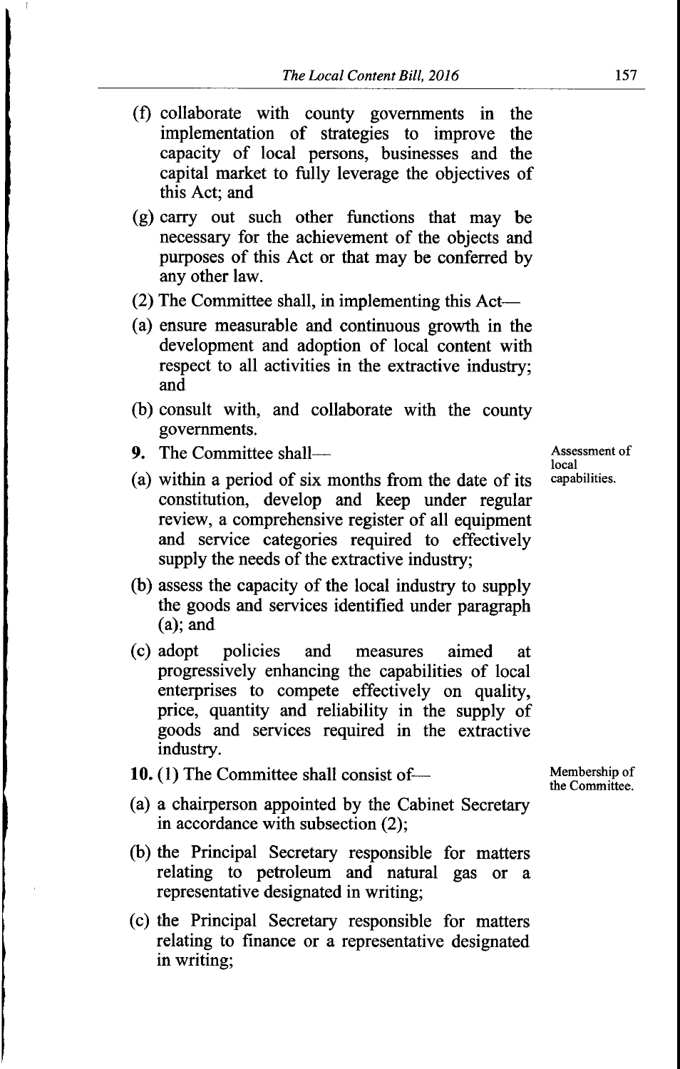(f) collaborate with county governments in the implementation of strategies to improve the capacity of local persons, businesses and the capital market to fully leverage the objectives of this Act; and

(g) carry out such other functions that may be necessary for the achievement of the objects and purposes of this Act or that may be conferred by any other law.

(2) The Committee shall, in implementing this Act—

(a) ensure measurable and continuous growth in the development and adoption of local content with respect to all activities in the extractive industry; and

(b) consult with, and collaborate with the county governments.

Assessment of local capabilities.

**9.** The Committee shall—

(a) within a period of six months from the date of its constitution, develop and keep under regular review, a comprehensive register of all equipment and service categories required to effectively supply the needs of the extractive industry;

(b) assess the capacity of the local industry to supply the goods and services identified under paragraph (a); and

(c) adopt policies and measures aimed at progressively enhancing the capabilities of local enterprises to compete effectively on quality, price, quantity and reliability in the supply of goods and services required in the extractive industry.

Membership of the Committee.

**10.** (1) The Committee shall consist of—

(a) a chairperson appointed by the Cabinet Secretary in accordance with subsection (2);

(b) the Principal Secretary responsible for matters relating to petroleum and natural gas or a representative designated in writing;

(c) the Principal Secretary responsible for matters relating to finance or a representative designated in writing;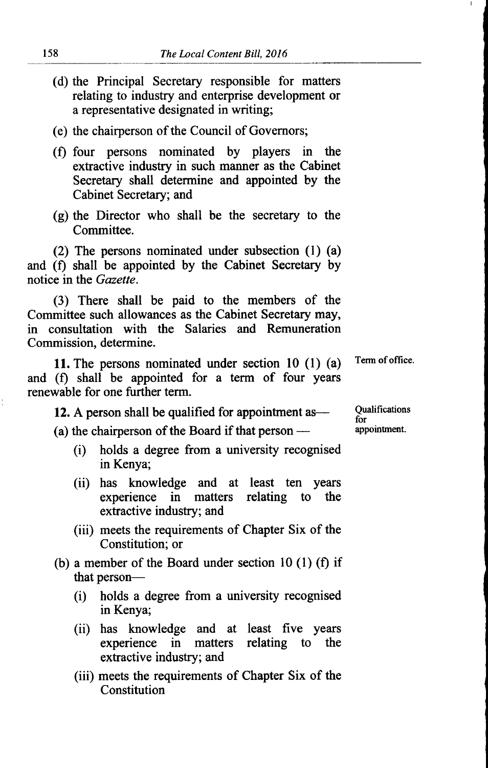(d) the Principal Secretary responsible for matters relating to industry and enterprise development or a representative designated in writing;

(e) the chairperson of the Council of Governors;

(f) four persons nominated by players in the extractive industry in such manner as the Cabinet Secretary shall determine and appointed by the Cabinet Secretary; and

(g) the Director who shall be the secretary to the Committee.

(2) The persons nominated under subsection (1) (a) and (f) shall be appointed by the Cabinet Secretary by notice in the *Gazette*.

(3) There shall be paid to the members of the Committee such allowances as the Cabinet Secretary may, in consultation with the Salaries and Remuneration Commission, determine.

Term of office.

**11.** The persons nominated under section 10 (1) (a) and (f) shall be appointed for a term of four years renewable for one further term.

Qualifications for appointment.

**12.** A person shall be qualified for appointment as—

(a) the chairperson of the Board if that person —

(i) holds a degree from a university recognised in Kenya;

(ii) has knowledge and at least ten years experience in matters relating to the extractive industry; and

(iii) meets the requirements of Chapter Six of the Constitution; or

(b) a member of the Board under section 10 (1) (f) if that person—

(i) holds a degree from a university recognised in Kenya;

(ii) has knowledge and at least five years experience in matters relating to the extractive industry; and

(iii) meets the requirements of Chapter Six of the Constitution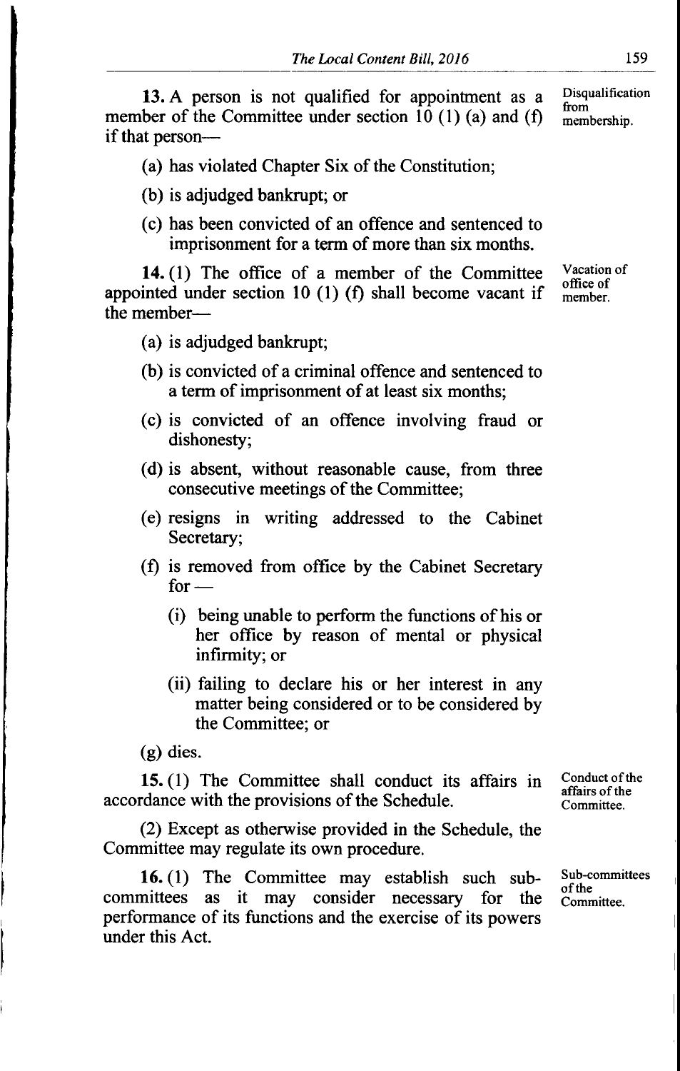**13.** A person is not qualified for appointment as a member of the Committee under section 10 (1) (a) and (f) if that person—

Disqualification from membership.

(a) has violated Chapter Six of the Constitution;

(b) is adjudged bankrupt; or

(c) has been convicted of an offence and sentenced to imprisonment for a term of more than six months.

**14.** (1) The office of a member of the Committee appointed under section 10 (1) (f) shall become vacant if the member—

Vacation of office of member.

(a) is adjudged bankrupt;

(b) is convicted of a criminal offence and sentenced to a term of imprisonment of at least six months;

(c) is convicted of an offence involving fraud or dishonesty;

(d) is absent, without reasonable cause, from three consecutive meetings of the Committee;

(e) resigns in writing addressed to the Cabinet Secretary;

(f) is removed from office by the Cabinet Secretary for —

(i) being unable to perform the functions of his or her office by reason of mental or physical infirmity; or

(ii) failing to declare his or her interest in any matter being considered or to be considered by the Committee; or

(g) dies.

**15.** (1) The Committee shall conduct its affairs in accordance with the provisions of the Schedule.

Conduct of the affairs of the Committee.

(2) Except as otherwise provided in the Schedule, the Committee may regulate its own procedure.

**16.** (1) The Committee may establish such sub-committees as it may consider necessary for the performance of its functions and the exercise of its powers under this Act.

Sub-committees of the Committee.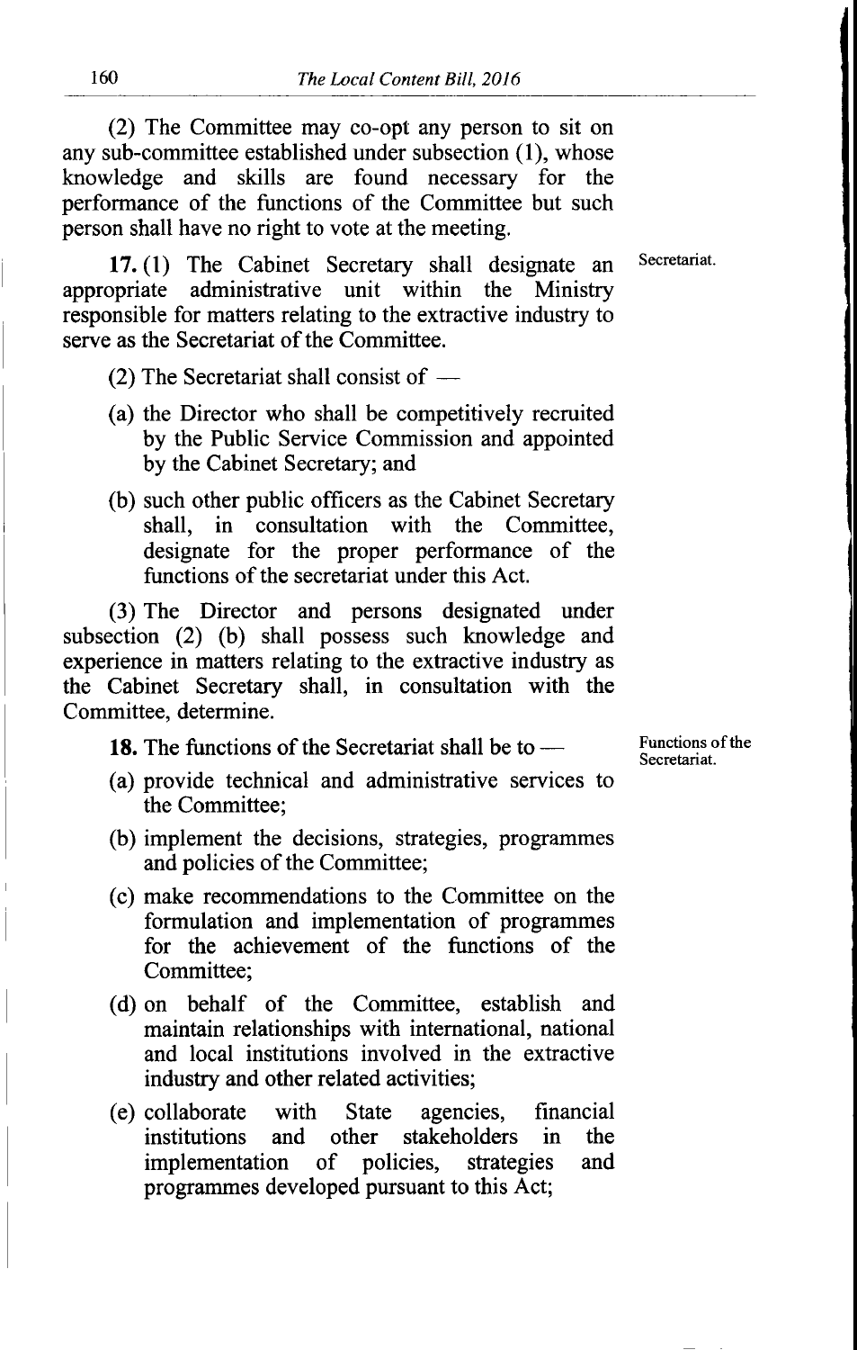(2) The Committee may co-opt any person to sit on any sub-committee established under subsection (1), whose knowledge and skills are found necessary for the performance of the functions of the Committee but such person shall have no right to vote at the meeting.

Secretariat.

**17.** (1) The Cabinet Secretary shall designate an appropriate administrative unit within the Ministry responsible for matters relating to the extractive industry to serve as the Secretariat of the Committee.

(2) The Secretariat shall consist of —

(a) the Director who shall be competitively recruited by the Public Service Commission and appointed by the Cabinet Secretary; and

(b) such other public officers as the Cabinet Secretary shall, in consultation with the Committee, designate for the proper performance of the functions of the secretariat under this Act.

(3) The Director and persons designated under subsection (2) (b) shall possess such knowledge and experience in matters relating to the extractive industry as the Cabinet Secretary shall, in consultation with the Committee, determine.

Functions of the Secretariat.

**18.** The functions of the Secretariat shall be to —

(a) provide technical and administrative services to the Committee;

(b) implement the decisions, strategies, programmes and policies of the Committee;

(c) make recommendations to the Committee on the formulation and implementation of programmes for the achievement of the functions of the Committee;

(d) on behalf of the Committee, establish and maintain relationships with international, national and local institutions involved in the extractive industry and other related activities;

(e) collaborate with State agencies, financial institutions and other stakeholders in the implementation of policies, strategies and programmes developed pursuant to this Act;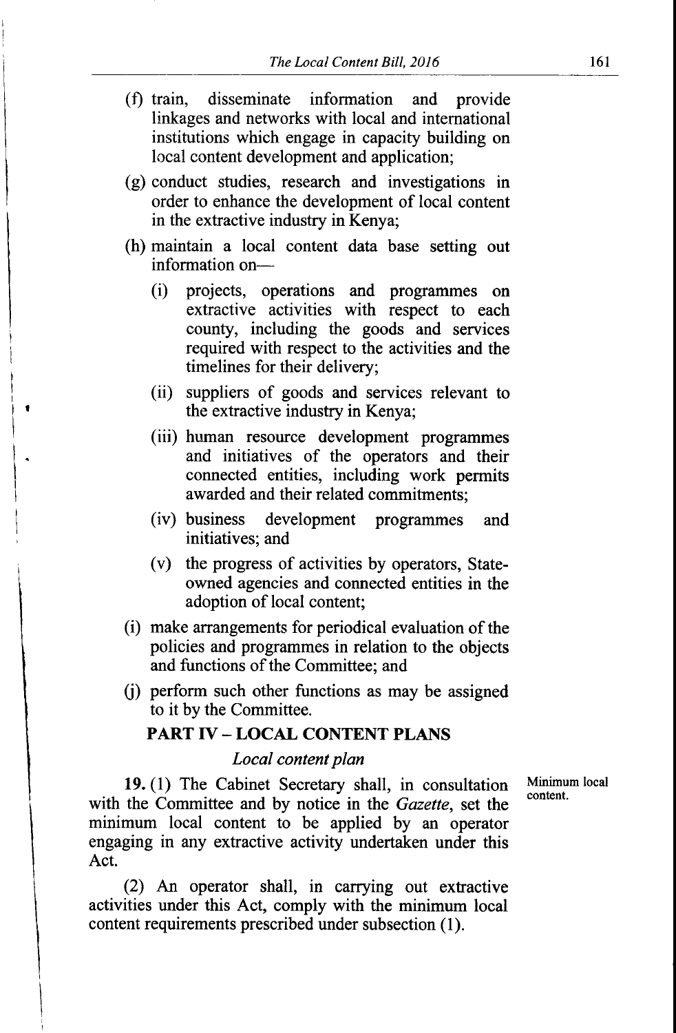(f) train, disseminate information and provide linkages and networks with local and international institutions which engage in capacity building on local content development and application;

(g) conduct studies, research and investigations in order to enhance the development of local content in the extractive industry in Kenya;

(h) maintain a local content data base setting out information on—

(i) projects, operations and programmes on extractive activities with respect to each county, including the goods and services required with respect to the activities and the timelines for their delivery;

(ii) suppliers of goods and services relevant to the extractive industry in Kenya;

(iii) human resource development programmes and initiatives of the operators and their connected entities, including work permits awarded and their related commitments;

(iv) business development programmes and initiatives; and

(v) the progress of activities by operators, State-owned agencies and connected entities in the adoption of local content;

(i) make arrangements for periodical evaluation of the policies and programmes in relation to the objects and functions of the Committee; and

(j) perform such other functions as may be assigned to it by the Committee.

## PART IV – LOCAL CONTENT PLANS

### *Local content plan*

Minimum local content.

**19.** (1) The Cabinet Secretary shall, in consultation with the Committee and by notice in the *Gazette*, set the minimum local content to be applied by an operator engaging in any extractive activity undertaken under this Act.

(2) An operator shall, in carrying out extractive activities under this Act, comply with the minimum local content requirements prescribed under subsection (1).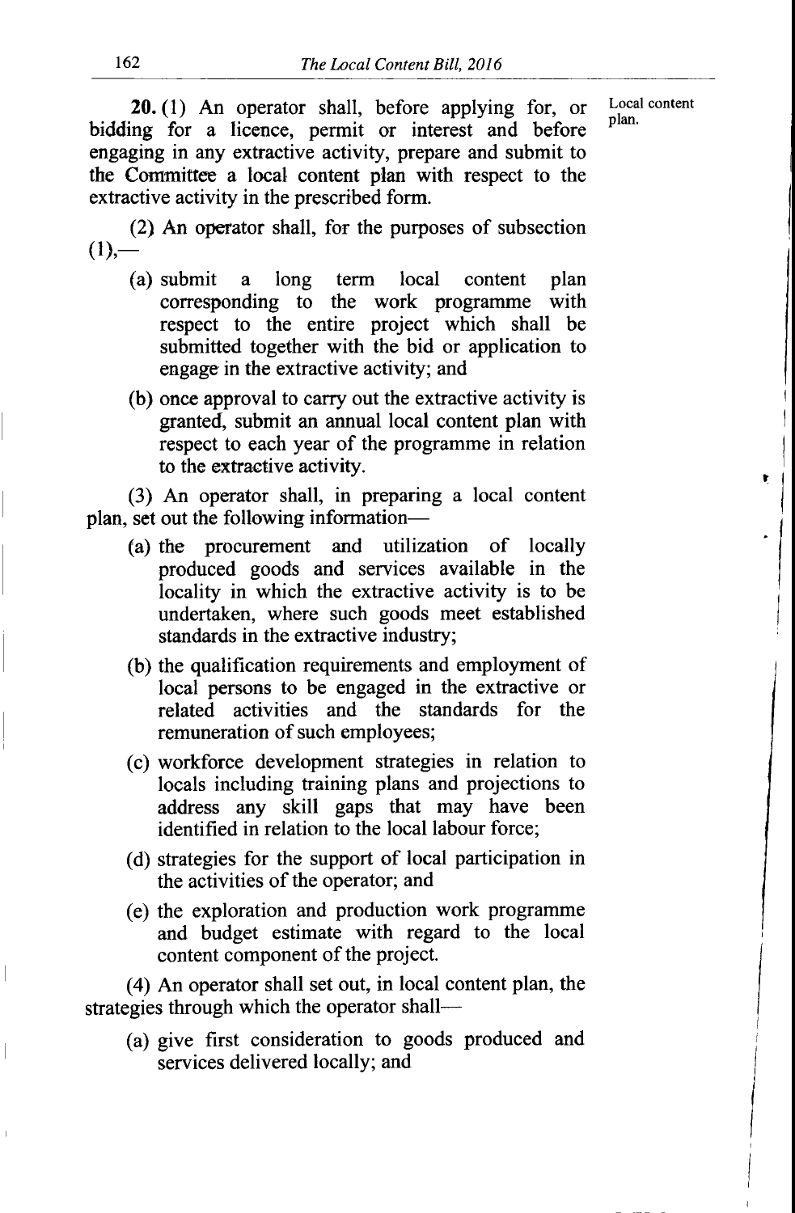Local content plan.

**20.** (1) An operator shall, before applying for, or bidding for a licence, permit or interest and before engaging in any extractive activity, prepare and submit to the Committee a local content plan with respect to the extractive activity in the prescribed form.

(2) An operator shall, for the purposes of subsection (1),—

(a) submit a long term local content plan corresponding to the work programme with respect to the entire project which shall be submitted together with the bid or application to engage in the extractive activity; and

(b) once approval to carry out the extractive activity is granted, submit an annual local content plan with respect to each year of the programme in relation to the extractive activity.

(3) An operator shall, in preparing a local content plan, set out the following information—

(a) the procurement and utilization of locally produced goods and services available in the locality in which the extractive activity is to be undertaken, where such goods meet established standards in the extractive industry;

(b) the qualification requirements and employment of local persons to be engaged in the extractive or related activities and the standards for the remuneration of such employees;

(c) workforce development strategies in relation to locals including training plans and projections to address any skill gaps that may have been identified in relation to the local labour force;

(d) strategies for the support of local participation in the activities of the operator; and

(e) the exploration and production work programme and budget estimate with regard to the local content component of the project.

(4) An operator shall set out, in local content plan, the strategies through which the operator shall—

(a) give first consideration to goods produced and services delivered locally; and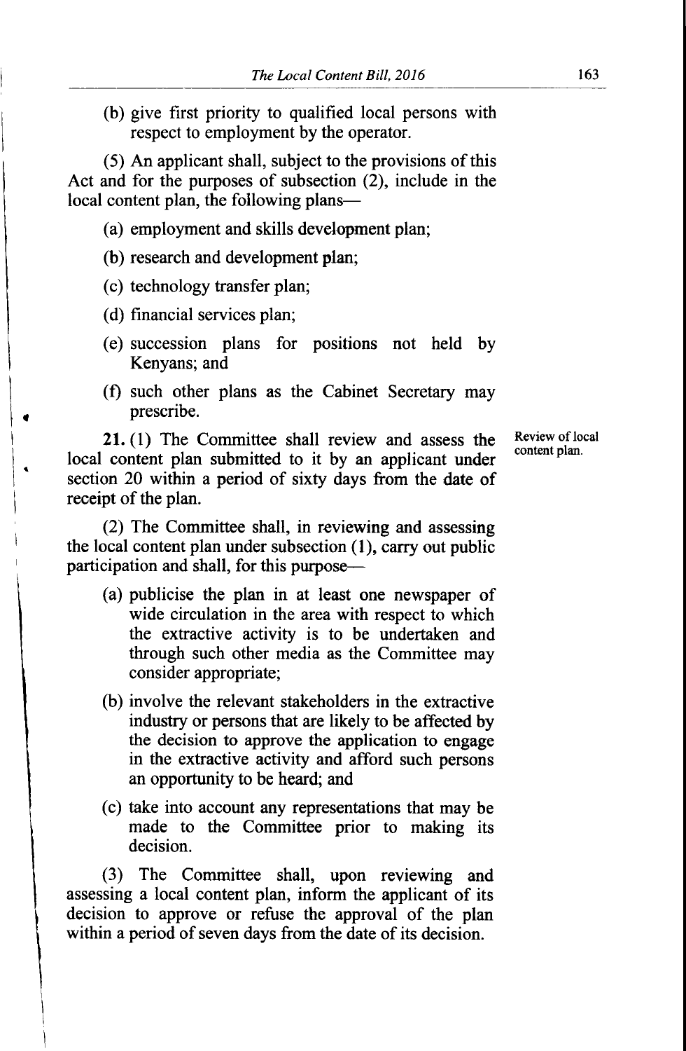(b) give first priority to qualified local persons with respect to employment by the operator.

(5) An applicant shall, subject to the provisions of this Act and for the purposes of subsection (2), include in the local content plan, the following plans—

(a) employment and skills development plan;

(b) research and development plan;

(c) technology transfer plan;

(d) financial services plan;

(e) succession plans for positions not held by Kenyans; and

(f) such other plans as the Cabinet Secretary may prescribe.

Review of local content plan.

**21.** (1) The Committee shall review and assess the local content plan submitted to it by an applicant under section 20 within a period of sixty days from the date of receipt of the plan.

(2) The Committee shall, in reviewing and assessing the local content plan under subsection (1), carry out public participation and shall, for this purpose—

(a) publicise the plan in at least one newspaper of wide circulation in the area with respect to which the extractive activity is to be undertaken and through such other media as the Committee may consider appropriate;

(b) involve the relevant stakeholders in the extractive industry or persons that are likely to be affected by the decision to approve the application to engage in the extractive activity and afford such persons an opportunity to be heard; and

(c) take into account any representations that may be made to the Committee prior to making its decision.

(3) The Committee shall, upon reviewing and assessing a local content plan, inform the applicant of its decision to approve or refuse the approval of the plan within a period of seven days from the date of its decision.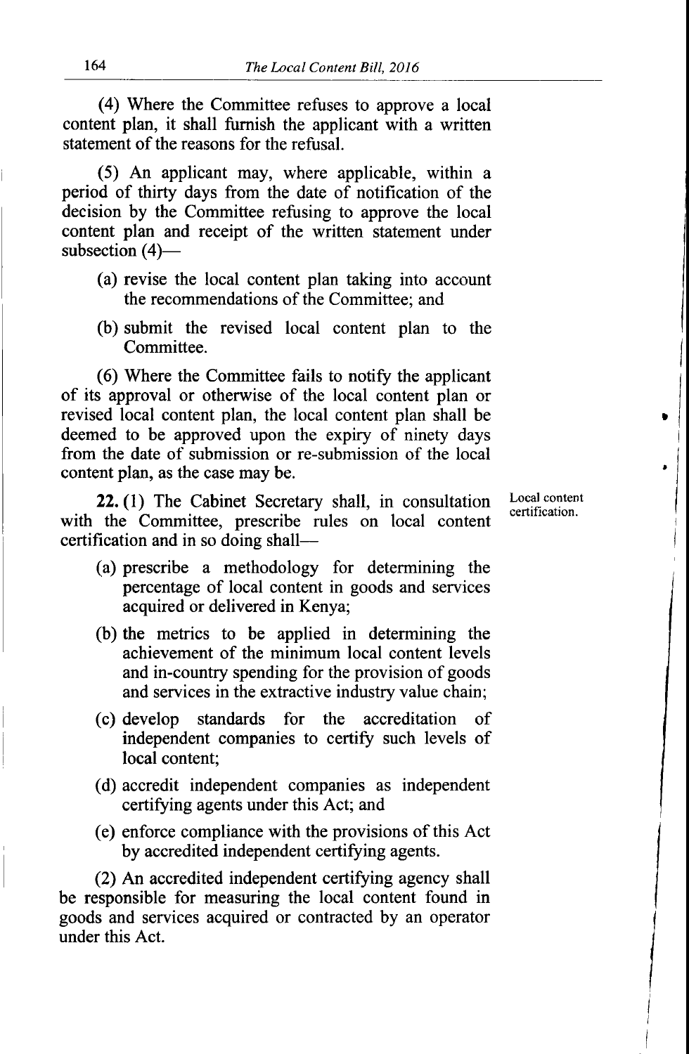(4) Where the Committee refuses to approve a local content plan, it shall furnish the applicant with a written statement of the reasons for the refusal.

(5) An applicant may, where applicable, within a period of thirty days from the date of notification of the decision by the Committee refusing to approve the local content plan and receipt of the written statement under subsection (4)—

(a) revise the local content plan taking into account the recommendations of the Committee; and

(b) submit the revised local content plan to the Committee.

(6) Where the Committee fails to notify the applicant of its approval or otherwise of the local content plan or revised local content plan, the local content plan shall be deemed to be approved upon the expiry of ninety days from the date of submission or re-submission of the local content plan, as the case may be.

*Local content certification.*

**22.** (1) The Cabinet Secretary shall, in consultation with the Committee, prescribe rules on local content certification and in so doing shall—

(a) prescribe a methodology for determining the percentage of local content in goods and services acquired or delivered in Kenya;

(b) the metrics to be applied in determining the achievement of the minimum local content levels and in-country spending for the provision of goods and services in the extractive industry value chain;

(c) develop standards for the accreditation of independent companies to certify such levels of local content;

(d) accredit independent companies as independent certifying agents under this Act; and

(e) enforce compliance with the provisions of this Act by accredited independent certifying agents.

(2) An accredited independent certifying agency shall be responsible for measuring the local content found in goods and services acquired or contracted by an operator under this Act.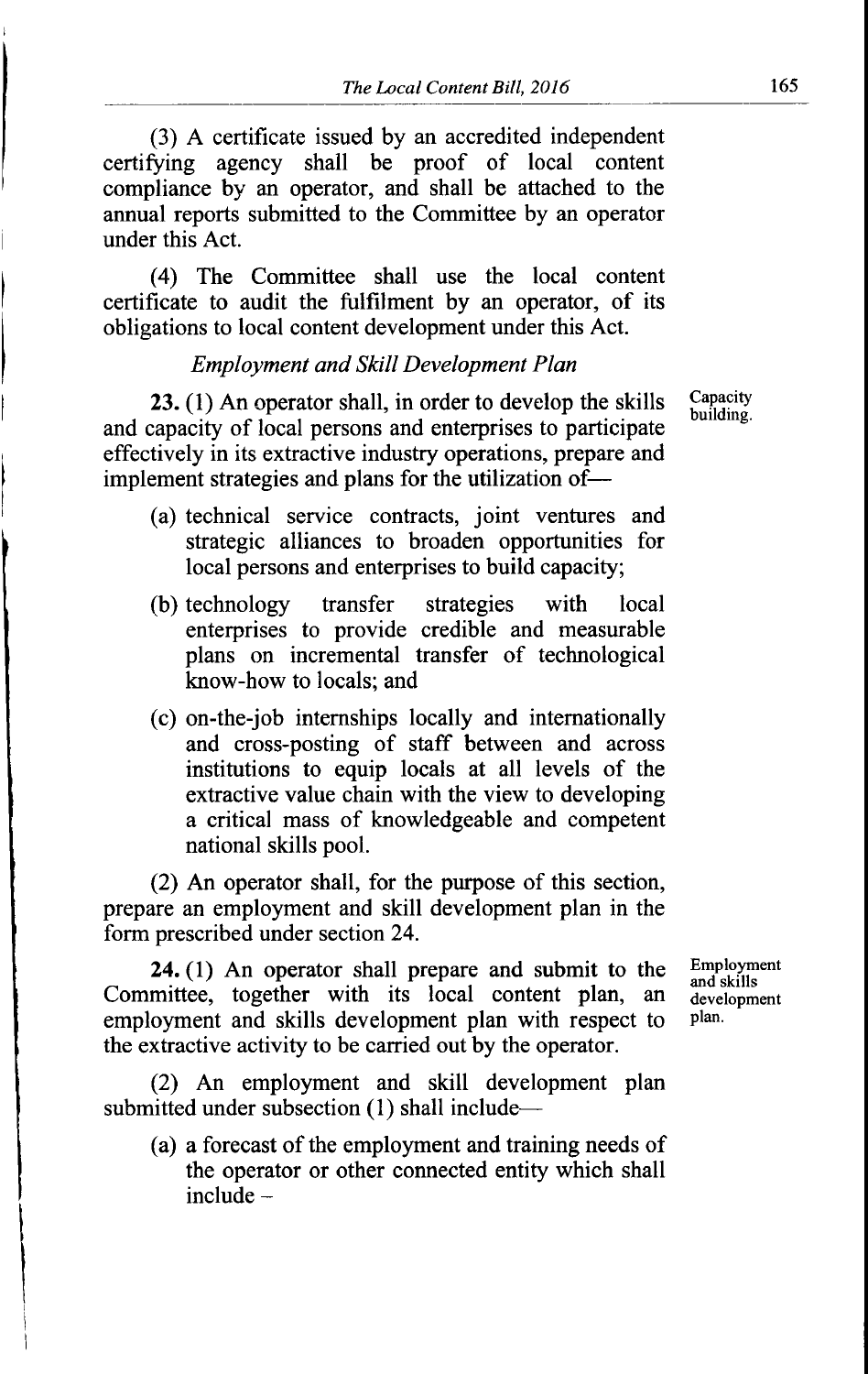(3) A certificate issued by an accredited independent certifying agency shall be proof of local content compliance by an operator, and shall be attached to the annual reports submitted to the Committee by an operator under this Act.

(4) The Committee shall use the local content certificate to audit the fulfilment by an operator, of its obligations to local content development under this Act.

*Employment and Skill Development Plan*

Capacity building.

**23.** (1) An operator shall, in order to develop the skills and capacity of local persons and enterprises to participate effectively in its extractive industry operations, prepare and implement strategies and plans for the utilization of—

- (a) technical service contracts, joint ventures and strategic alliances to broaden opportunities for local persons and enterprises to build capacity;
- (b) technology transfer strategies with local enterprises to provide credible and measurable plans on incremental transfer of technological know-how to locals; and
- (c) on-the-job internships locally and internationally and cross-posting of staff between and across institutions to equip locals at all levels of the extractive value chain with the view to developing a critical mass of knowledgeable and competent national skills pool.

(2) An operator shall, for the purpose of this section, prepare an employment and skill development plan in the form prescribed under section 24.

Employment and skills development plan.

**24.** (1) An operator shall prepare and submit to the Committee, together with its local content plan, an employment and skills development plan with respect to the extractive activity to be carried out by the operator.

(2) An employment and skill development plan submitted under subsection (1) shall include—

- (a) a forecast of the employment and training needs of the operator or other connected entity which shall include –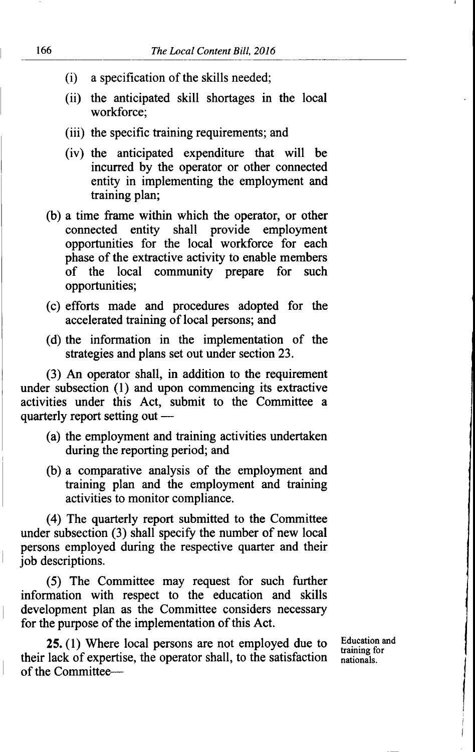(i) a specification of the skills needed;

(ii) the anticipated skill shortages in the local workforce;

(iii) the specific training requirements; and

(iv) the anticipated expenditure that will be incurred by the operator or other connected entity in implementing the employment and training plan;

(b) a time frame within which the operator, or other connected entity shall provide employment opportunities for the local workforce for each phase of the extractive activity to enable members of the local community prepare for such opportunities;

(c) efforts made and procedures adopted for the accelerated training of local persons; and

(d) the information in the implementation of the strategies and plans set out under section 23.

(3) An operator shall, in addition to the requirement under subsection (1) and upon commencing its extractive activities under this Act, submit to the Committee a quarterly report setting out —

(a) the employment and training activities undertaken during the reporting period; and

(b) a comparative analysis of the employment and training plan and the employment and training activities to monitor compliance.

(4) The quarterly report submitted to the Committee under subsection (3) shall specify the number of new local persons employed during the respective quarter and their job descriptions.

(5) The Committee may request for such further information with respect to the education and skills development plan as the Committee considers necessary for the purpose of the implementation of this Act.

*Education and training for nationals.*

**25.** (1) Where local persons are not employed due to their lack of expertise, the operator shall, to the satisfaction of the Committee—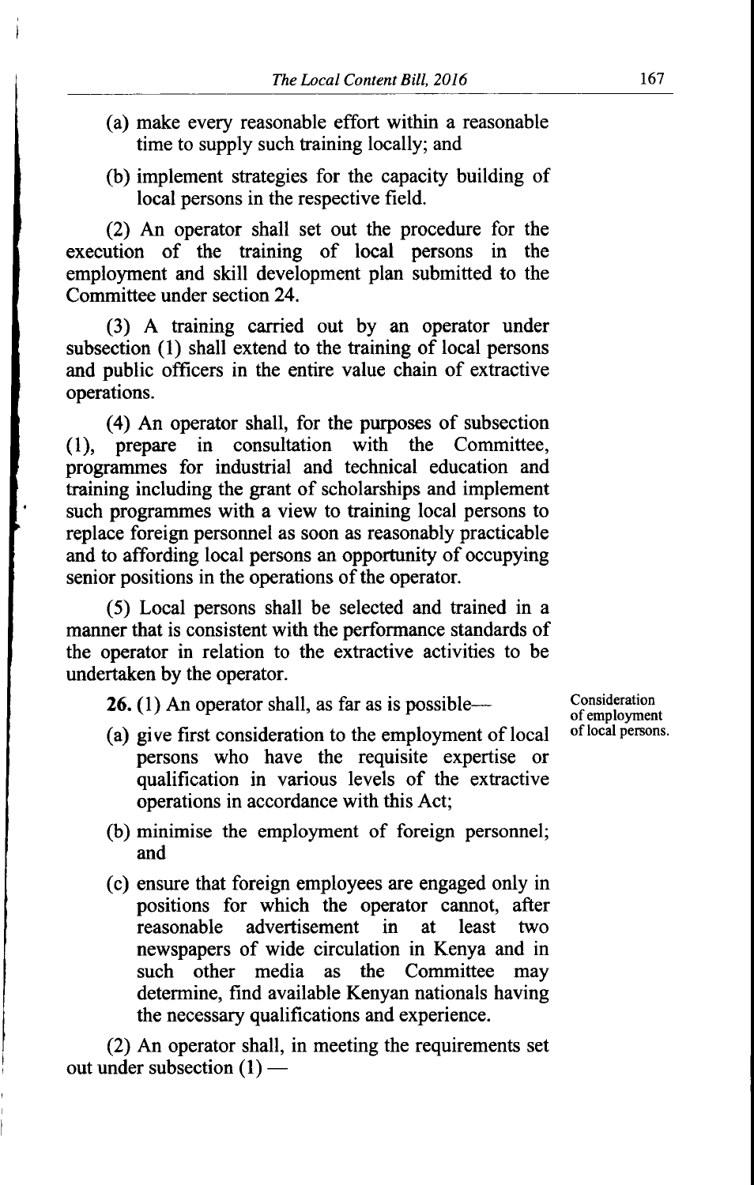(a) make every reasonable effort within a reasonable time to supply such training locally; and

(b) implement strategies for the capacity building of local persons in the respective field.

(2) An operator shall set out the procedure for the execution of the training of local persons in the employment and skill development plan submitted to the Committee under section 24.

(3) A training carried out by an operator under subsection (1) shall extend to the training of local persons and public officers in the entire value chain of extractive operations.

(4) An operator shall, for the purposes of subsection (1), prepare in consultation with the Committee, programmes for industrial and technical education and training including the grant of scholarships and implement such programmes with a view to training local persons to replace foreign personnel as soon as reasonably practicable and to affording local persons an opportunity of occupying senior positions in the operations of the operator.

(5) Local persons shall be selected and trained in a manner that is consistent with the performance standards of the operator in relation to the extractive activities to be undertaken by the operator.

Consideration of employment of local persons.

**26.** (1) An operator shall, as far as is possible—

(a) give first consideration to the employment of local persons who have the requisite expertise or qualification in various levels of the extractive operations in accordance with this Act;

(b) minimise the employment of foreign personnel; and

(c) ensure that foreign employees are engaged only in positions for which the operator cannot, after reasonable advertisement in at least two newspapers of wide circulation in Kenya and in such other media as the Committee may determine, find available Kenyan nationals having the necessary qualifications and experience.

(2) An operator shall, in meeting the requirements set out under subsection (1) —